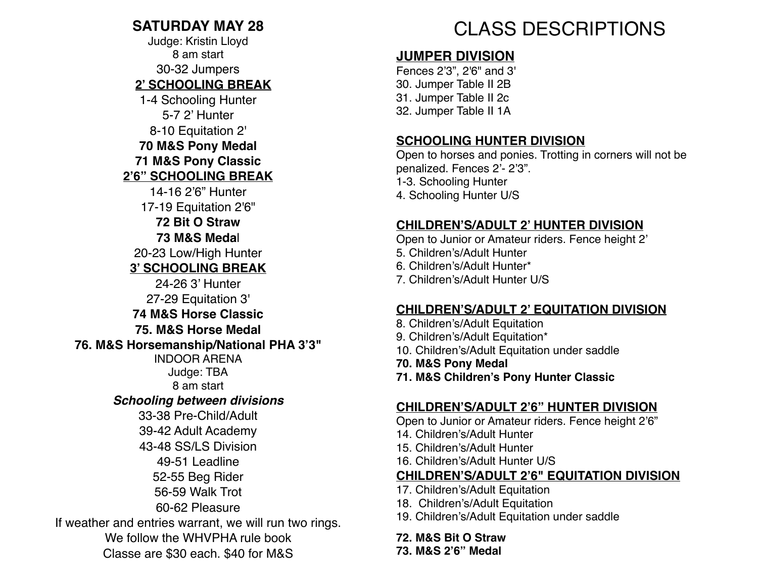## SATURDAY MAY 28

Judge: Kristin Lloyd
8 am start

30-32 Jumpers

**2' SCHOOLING BREAK**

1-4 Schooling Hunter
5-7 2' Hunter
8-10 Equitation 2'

**70 M&S Pony Medal**
**71 M&S Pony Classic**

**2'6" SCHOOLING BREAK**

14-16 2'6" Hunter
17-19 Equitation 2'6"

**72 Bit O Straw**
**73 M&S Medal**

20-23 Low/High Hunter

**3' SCHOOLING BREAK**

24-26 3' Hunter
27-29 Equitation 3'

**74 M&S Horse Classic**
**75. M&S Horse Medal**
**76. M&S Horsemanship/National PHA 3'3"**

INDOOR ARENA
Judge: TBA
8 am start

***Schooling between divisions***

33-38 Pre-Child/Adult
39-42 Adult Academy
43-48 SS/LS Division
49-51 Leadline
52-55 Beg Rider
56-59 Walk Trot
60-62 Pleasure

If weather and entries warrant, we will run two rings.
We follow the WHVPHA rule book
Classe are $30 each. $40 for M&S

# CLASS DESCRIPTIONS

### JUMPER DIVISION

Fences 2'3", 2'6" and 3'
30. Jumper Table II 2B
31. Jumper Table II 2c
32. Jumper Table II 1A

### SCHOOLING HUNTER DIVISION

Open to horses and ponies. Trotting in corners will not be penalized. Fences 2'- 2'3".
1-3. Schooling Hunter
4. Schooling Hunter U/S

### CHILDREN'S/ADULT 2' HUNTER DIVISION

Open to Junior or Amateur riders. Fence height 2'
5. Children's/Adult Hunter
6. Children's/Adult Hunter*
7. Children's/Adult Hunter U/S

### CHILDREN'S/ADULT 2' EQUITATION DIVISION

8. Children's/Adult Equitation
9. Children's/Adult Equitation*
10. Children's/Adult Equitation under saddle
**70. M&S Pony Medal**
**71. M&S Children's Pony Hunter Classic**

### CHILDREN'S/ADULT 2'6" HUNTER DIVISION

Open to Junior or Amateur riders. Fence height 2'6"
14. Children's/Adult Hunter
15. Children's/Adult Hunter
16. Children's/Adult Hunter U/S

### CHILDREN'S/ADULT 2'6" EQUITATION DIVISION

17. Children's/Adult Equitation
18. Children's/Adult Equitation
19. Children's/Adult Equitation under saddle

**72. M&S Bit O Straw**
**73. M&S 2'6" Medal**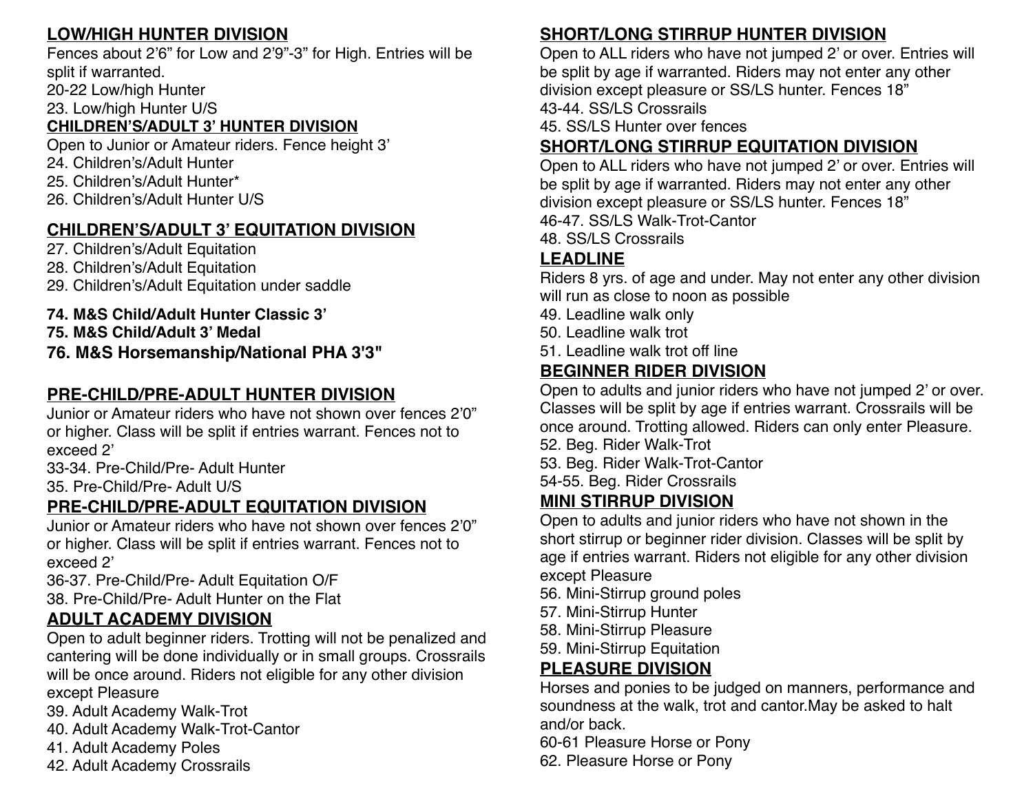## LOW/HIGH HUNTER DIVISION

Fences about 2'6" for Low and 2'9"-3" for High. Entries will be split if warranted.

20-22 Low/high Hunter
23. Low/high Hunter U/S

## CHILDREN'S/ADULT 3' HUNTER DIVISION

Open to Junior or Amateur riders. Fence height 3'

24. Children's/Adult Hunter
25. Children's/Adult Hunter*
26. Children's/Adult Hunter U/S

## CHILDREN'S/ADULT 3' EQUITATION DIVISION

27. Children's/Adult Equitation
28. Children's/Adult Equitation
29. Children's/Adult Equitation under saddle

**74. M&S Child/Adult Hunter Classic 3'**
**75. M&S Child/Adult 3' Medal**
**76. M&S Horsemanship/National PHA 3'3"**

## PRE-CHILD/PRE-ADULT HUNTER DIVISION

Junior or Amateur riders who have not shown over fences 2'0" or higher. Class will be split if entries warrant. Fences not to exceed 2'

33-34. Pre-Child/Pre- Adult Hunter
35. Pre-Child/Pre- Adult U/S

## PRE-CHILD/PRE-ADULT EQUITATION DIVISION

Junior or Amateur riders who have not shown over fences 2'0" or higher. Class will be split if entries warrant. Fences not to exceed 2'

36-37. Pre-Child/Pre- Adult Equitation O/F
38. Pre-Child/Pre- Adult Hunter on the Flat

## ADULT ACADEMY DIVISION

Open to adult beginner riders. Trotting will not be penalized and cantering will be done individually or in small groups. Crossrails will be once around. Riders not eligible for any other division except Pleasure

39. Adult Academy Walk-Trot
40. Adult Academy Walk-Trot-Cantor
41. Adult Academy Poles
42. Adult Academy Crossrails

## SHORT/LONG STIRRUP HUNTER DIVISION

Open to ALL riders who have not jumped 2' or over. Entries will be split by age if warranted. Riders may not enter any other division except pleasure or SS/LS hunter. Fences 18"

43-44. SS/LS Crossrails
45. SS/LS Hunter over fences

## SHORT/LONG STIRRUP EQUITATION DIVISION

Open to ALL riders who have not jumped 2' or over. Entries will be split by age if warranted. Riders may not enter any other division except pleasure or SS/LS hunter. Fences 18"

46-47. SS/LS Walk-Trot-Cantor
48. SS/LS Crossrails

## LEADLINE

Riders 8 yrs. of age and under. May not enter any other division will run as close to noon as possible

49. Leadline walk only
50. Leadline walk trot
51. Leadline walk trot off line

## BEGINNER RIDER DIVISION

Open to adults and junior riders who have not jumped 2' or over. Classes will be split by age if entries warrant. Crossrails will be once around. Trotting allowed. Riders can only enter Pleasure.

52. Beg. Rider Walk-Trot
53. Beg. Rider Walk-Trot-Cantor
54-55. Beg. Rider Crossrails

## MINI STIRRUP DIVISION

Open to adults and junior riders who have not shown in the short stirrup or beginner rider division. Classes will be split by age if entries warrant. Riders not eligible for any other division except Pleasure

56. Mini-Stirrup ground poles
57. Mini-Stirrup Hunter
58. Mini-Stirrup Pleasure
59. Mini-Stirrup Equitation

## PLEASURE DIVISION

Horses and ponies to be judged on manners, performance and soundness at the walk, trot and cantor.May be asked to halt and/or back.

60-61 Pleasure Horse or Pony
62. Pleasure Horse or Pony